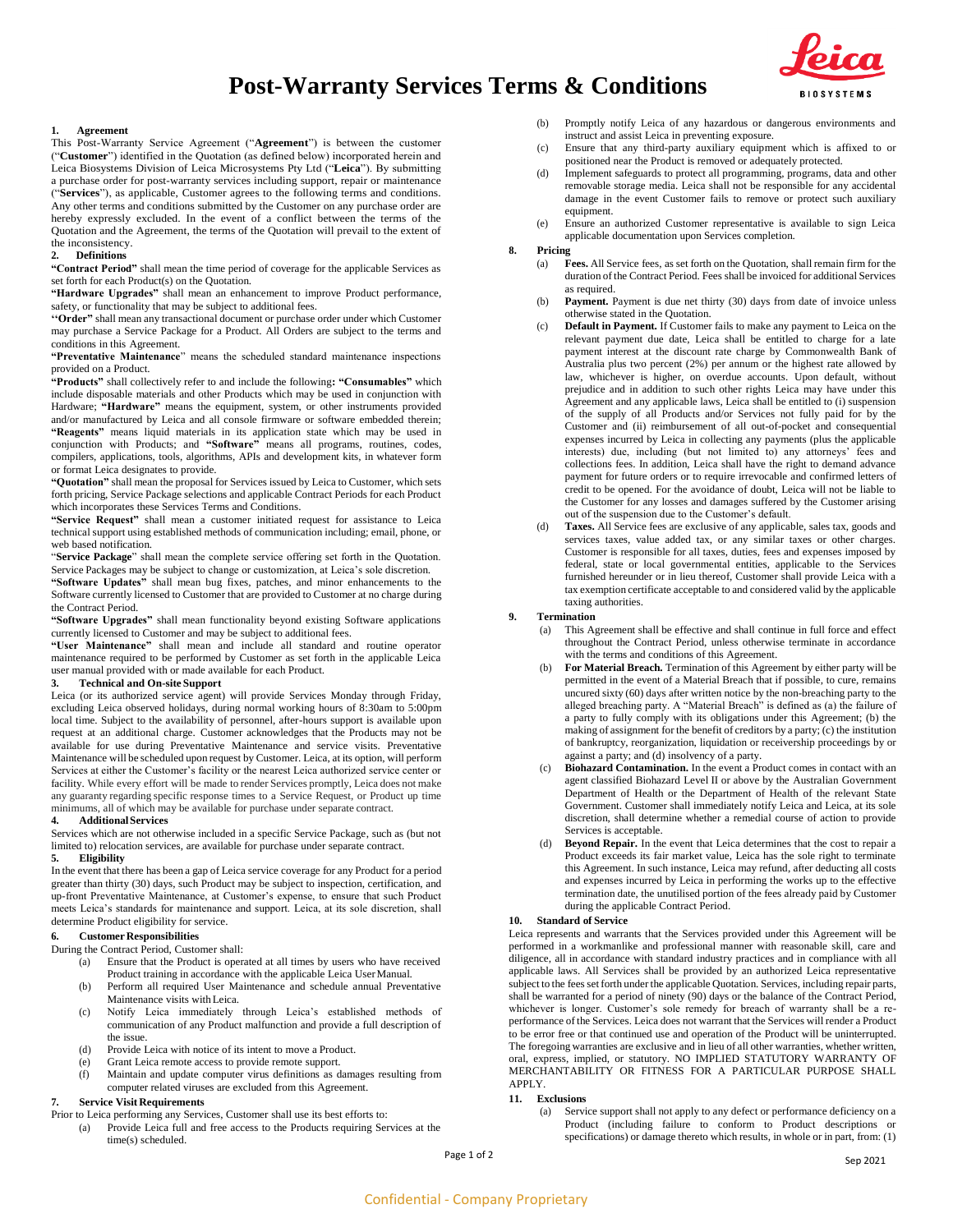# Post-Warranty Services Terms & Conditions

## 1. Agreement

This Post-Warranty Service Agreement ("**Agreement**") is between the customer ("**Customer**") identified in the Quotation (as defined below) incorporated herein and Leica Biosystems Division of Leica Microsystems Pty Ltd ("**Leica**"). By submitting a purchase order for post-warranty services including support, repair or maintenance ("**Services**"), as applicable, Customer agrees to the following terms and conditions. Any other terms and conditions submitted by the Customer on any purchase order are hereby expressly excluded. In the event of a conflict between the terms of the Quotation and the Agreement, the terms of the Quotation will prevail to the extent of the inconsistency.

## 2. Definitions

**"Contract Period"** shall mean the time period of coverage for the applicable Services as set forth for each Product(s) on the Quotation.

**"Hardware Upgrades"** shall mean an enhancement to improve Product performance, safety, or functionality that may be subject to additional fees.

**"Order"** shall mean any transactional document or purchase order under which Customer may purchase a Service Package for a Product. All Orders are subject to the terms and conditions in this Agreement.

**"Preventative Maintenance"** means the scheduled standard maintenance inspections provided on a Product.

**"Products"** shall collectively refer to and include the following**:** **"Consumables"** which include disposable materials and other Products which may be used in conjunction with Hardware; **"Hardware"** means the equipment, system, or other instruments provided and/or manufactured by Leica and all console firmware or software embedded therein; **"Reagents"** means liquid materials in its application state which may be used in conjunction with Products; and **"Software"** means all programs, routines, codes, compilers, applications, tools, algorithms, APIs and development kits, in whatever form or format Leica designates to provide.

**"Quotation"** shall mean the proposal for Services issued by Leica to Customer, which sets forth pricing, Service Package selections and applicable Contract Periods for each Product which incorporates these Services Terms and Conditions.

**"Service Request"** shall mean a customer initiated request for assistance to Leica technical support using established methods of communication including; email, phone, or web based notification.

"**Service Package**" shall mean the complete service offering set forth in the Quotation. Service Packages may be subject to change or customization, at Leica's sole discretion.

**"Software Updates"** shall mean bug fixes, patches, and minor enhancements to the Software currently licensed to Customer that are provided to Customer at no charge during the Contract Period.

**"Software Upgrades"** shall mean functionality beyond existing Software applications currently licensed to Customer and may be subject to additional fees.

**"User Maintenance"** shall mean and include all standard and routine operator maintenance required to be performed by Customer as set forth in the applicable Leica user manual provided with or made available for each Product.

## 3. Technical and On-site Support

Leica (or its authorized service agent) will provide Services Monday through Friday, excluding Leica observed holidays, during normal working hours of 8:30am to 5:00pm local time. Subject to the availability of personnel, after-hours support is available upon request at an additional charge. Customer acknowledges that the Products may not be available for use during Preventative Maintenance and service visits. Preventative Maintenance will be scheduled upon request by Customer. Leica, at its option, will perform Services at either the Customer's facility or the nearest Leica authorized service center or facility. While every effort will be made to render Services promptly, Leica does not make any guaranty regarding specific response times to a Service Request, or Product up time minimums, all of which may be available for purchase under separate contract.

## 4. Additional Services

Services which are not otherwise included in a specific Service Package, such as (but not limited to) relocation services, are available for purchase under separate contract.

## 5. Eligibility

In the event that there has been a gap of Leica service coverage for any Product for a period greater than thirty (30) days, such Product may be subject to inspection, certification, and up-front Preventative Maintenance, at Customer's expense, to ensure that such Product meets Leica's standards for maintenance and support. Leica, at its sole discretion, shall determine Product eligibility for service.

## 6. Customer Responsibilities

During the Contract Period, Customer shall:

(a) Ensure that the Product is operated at all times by users who have received Product training in accordance with the applicable Leica User Manual.

(b) Perform all required User Maintenance and schedule annual Preventative Maintenance visits with Leica.

(c) Notify Leica immediately through Leica's established methods of communication of any Product malfunction and provide a full description of the issue.

(d) Provide Leica with notice of its intent to move a Product.

(e) Grant Leica remote access to provide remote support.

(f) Maintain and update computer virus definitions as damages resulting from computer related viruses are excluded from this Agreement.

## 7. Service Visit Requirements

Prior to Leica performing any Services, Customer shall use its best efforts to:

(a) Provide Leica full and free access to the Products requiring Services at the time(s) scheduled.

(b) Promptly notify Leica of any hazardous or dangerous environments and instruct and assist Leica in preventing exposure.

(c) Ensure that any third-party auxiliary equipment which is affixed to or positioned near the Product is removed or adequately protected.

(d) Implement safeguards to protect all programming, programs, data and other removable storage media. Leica shall not be responsible for any accidental damage in the event Customer fails to remove or protect such auxiliary equipment.

(e) Ensure an authorized Customer representative is available to sign Leica applicable documentation upon Services completion.

## 8. Pricing

(a) **Fees.** All Service fees, as set forth on the Quotation, shall remain firm for the duration of the Contract Period. Fees shall be invoiced for additional Services as required.

(b) **Payment.** Payment is due net thirty (30) days from date of invoice unless otherwise stated in the Quotation.

(c) **Default in Payment.** If Customer fails to make any payment to Leica on the relevant payment due date, Leica shall be entitled to charge for a late payment interest at the discount rate charge by Commonwealth Bank of Australia plus two percent (2%) per annum or the highest rate allowed by law, whichever is higher, on overdue accounts. Upon default, without prejudice and in addition to such other rights Leica may have under this Agreement and any applicable laws, Leica shall be entitled to (i) suspension of the supply of all Products and/or Services not fully paid for by the Customer and (ii) reimbursement of all out-of-pocket and consequential expenses incurred by Leica in collecting any payments (plus the applicable interests) due, including (but not limited to) any attorneys' fees and collections fees. In addition, Leica shall have the right to demand advance payment for future orders or to require irrevocable and confirmed letters of credit to be opened. For the avoidance of doubt, Leica will not be liable to the Customer for any losses and damages suffered by the Customer arising out of the suspension due to the Customer's default.

(d) **Taxes.** All Service fees are exclusive of any applicable, sales tax, goods and services taxes, value added tax, or any similar taxes or other charges. Customer is responsible for all taxes, duties, fees and expenses imposed by federal, state or local governmental entities, applicable to the Services furnished hereunder or in lieu thereof, Customer shall provide Leica with a tax exemption certificate acceptable to and considered valid by the applicable taxing authorities.

## 9. Termination

(a) This Agreement shall be effective and shall continue in full force and effect throughout the Contract Period, unless otherwise terminate in accordance with the terms and conditions of this Agreement.

(b) **For Material Breach.** Termination of this Agreement by either party will be permitted in the event of a Material Breach that if possible, to cure, remains uncured sixty (60) days after written notice by the non-breaching party to the alleged breaching party. A "Material Breach" is defined as (a) the failure of a party to fully comply with its obligations under this Agreement; (b) the making of assignment for the benefit of creditors by a party; (c) the institution of bankruptcy, reorganization, liquidation or receivership proceedings by or against a party; and (d) insolvency of a party.

(c) **Biohazard Contamination.** In the event a Product comes in contact with an agent classified Biohazard Level II or above by the Australian Government Department of Health or the Department of Health of the relevant State Government. Customer shall immediately notify Leica and Leica, at its sole discretion, shall determine whether a remedial course of action to provide Services is acceptable.

(d) **Beyond Repair.** In the event that Leica determines that the cost to repair a Product exceeds its fair market value, Leica has the sole right to terminate this Agreement. In such instance, Leica may refund, after deducting all costs and expenses incurred by Leica in performing the works up to the effective termination date, the unutilised portion of the fees already paid by Customer during the applicable Contract Period.

## 10. Standard of Service

Leica represents and warrants that the Services provided under this Agreement will be performed in a workmanlike and professional manner with reasonable skill, care and diligence, all in accordance with standard industry practices and in compliance with all applicable laws. All Services shall be provided by an authorized Leica representative subject to the fees set forth under the applicable Quotation. Services, including repair parts, shall be warranted for a period of ninety (90) days or the balance of the Contract Period, whichever is longer. Customer's sole remedy for breach of warranty shall be a re-performance of the Services. Leica does not warrant that the Services will render a Product to be error free or that continued use and operation of the Product will be uninterrupted. The foregoing warranties are exclusive and in lieu of all other warranties, whether written, oral, express, implied, or statutory. NO IMPLIED STATUTORY WARRANTY OF MERCHANTABILITY OR FITNESS FOR A PARTICULAR PURPOSE SHALL APPLY.

## 11. Exclusions

(a) Service support shall not apply to any defect or performance deficiency on a Product (including failure to conform to Product descriptions or specifications) or damage thereto which results, in whole or in part, from: (1)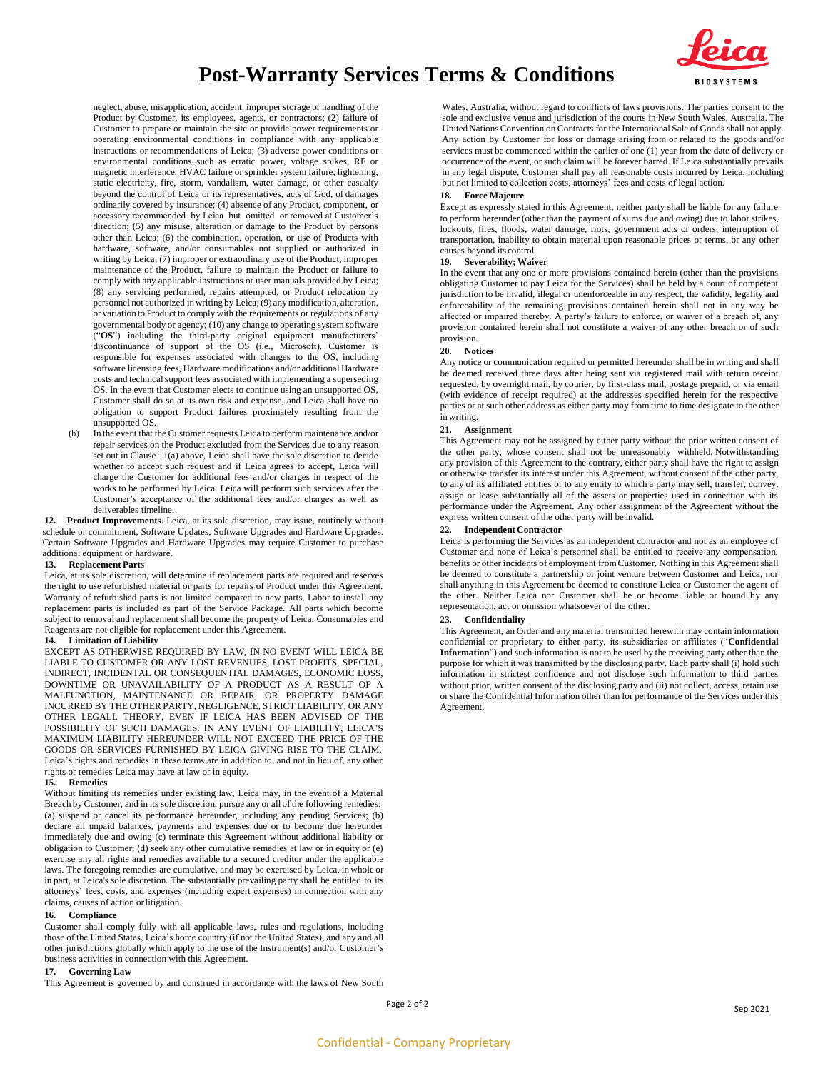# Post-Warranty Services Terms & Conditions

neglect, abuse, misapplication, accident, improper storage or handling of the Product by Customer, its employees, agents, or contractors; (2) failure of Customer to prepare or maintain the site or provide power requirements or operating environmental conditions in compliance with any applicable instructions or recommendations of Leica; (3) adverse power conditions or environmental conditions such as erratic power, voltage spikes, RF or magnetic interference, HVAC failure or sprinkler system failure, lightening, static electricity, fire, storm, vandalism, water damage, or other casualty beyond the control of Leica or its representatives, acts of God, of damages ordinarily covered by insurance; (4) absence of any Product, component, or accessory recommended by Leica but omitted or removed at Customer's direction; (5) any misuse, alteration or damage to the Product by persons other than Leica; (6) the combination, operation, or use of Products with hardware, software, and/or consumables not supplied or authorized in writing by Leica; (7) improper or extraordinary use of the Product, improper maintenance of the Product, failure to maintain the Product or failure to comply with any applicable instructions or user manuals provided by Leica; (8) any servicing performed, repairs attempted, or Product relocation by personnel not authorized in writing by Leica; (9) any modification, alteration, or variation to Product to comply with the requirements or regulations of any governmental body or agency; (10) any change to operating system software ("**OS**") including the third-party original equipment manufacturers' discontinuance of support of the OS (i.e., Microsoft). Customer is responsible for expenses associated with changes to the OS, including software licensing fees, Hardware modifications and/or additional Hardware costs and technical support fees associated with implementing a superseding OS. In the event that Customer elects to continue using an unsupported OS, Customer shall do so at its own risk and expense, and Leica shall have no obligation to support Product failures proximately resulting from the unsupported OS.

(b) In the event that the Customer requests Leica to perform maintenance and/or repair services on the Product excluded from the Services due to any reason set out in Clause 11(a) above, Leica shall have the sole discretion to decide whether to accept such request and if Leica agrees to accept, Leica will charge the Customer for additional fees and/or charges in respect of the works to be performed by Leica. Leica will perform such services after the Customer's acceptance of the additional fees and/or charges as well as deliverables timeline.

**12. Product Improvements**. Leica, at its sole discretion, may issue, routinely without schedule or commitment, Software Updates, Software Upgrades and Hardware Upgrades. Certain Software Upgrades and Hardware Upgrades may require Customer to purchase additional equipment or hardware.

**13. Replacement Parts**

Leica, at its sole discretion, will determine if replacement parts are required and reserves the right to use refurbished material or parts for repairs of Product under this Agreement. Warranty of refurbished parts is not limited compared to new parts. Labor to install any replacement parts is included as part of the Service Package. All parts which become subject to removal and replacement shall become the property of Leica. Consumables and Reagents are not eligible for replacement under this Agreement.

**14. Limitation of Liability**

EXCEPT AS OTHERWISE REQUIRED BY LAW, IN NO EVENT WILL LEICA BE LIABLE TO CUSTOMER OR ANY LOST REVENUES, LOST PROFITS, SPECIAL, INDIRECT, INCIDENTAL OR CONSEQUENTIAL DAMAGES, ECONOMIC LOSS, DOWNTIME OR UNAVAILABILITY OF A PRODUCT AS A RESULT OF A MALFUNCTION, MAINTENANCE OR REPAIR, OR PROPERTY DAMAGE INCURRED BY THE OTHER PARTY, NEGLIGENCE, STRICT LIABILITY, OR ANY OTHER LEGALL THEORY, EVEN IF LEICA HAS BEEN ADVISED OF THE POSSIBILITY OF SUCH DAMAGES. IN ANY EVENT OF LIABILITY, LEICA'S MAXIMUM LIABILITY HEREUNDER WILL NOT EXCEED THE PRICE OF THE GOODS OR SERVICES FURNISHED BY LEICA GIVING RISE TO THE CLAIM. Leica's rights and remedies in these terms are in addition to, and not in lieu of, any other rights or remedies Leica may have at law or in equity.

**15. Remedies**

Without limiting its remedies under existing law, Leica may, in the event of a Material Breach by Customer, and in its sole discretion, pursue any or all of the following remedies: (a) suspend or cancel its performance hereunder, including any pending Services; (b) declare all unpaid balances, payments and expenses due or to become due hereunder immediately due and owing (c) terminate this Agreement without additional liability or obligation to Customer; (d) seek any other cumulative remedies at law or in equity or (e) exercise any all rights and remedies available to a secured creditor under the applicable laws. The foregoing remedies are cumulative, and may be exercised by Leica, in whole or in part, at Leica's sole discretion. The substantially prevailing party shall be entitled to its attorneys' fees, costs, and expenses (including expert expenses) in connection with any claims, causes of action or litigation.

**16. Compliance**

Customer shall comply fully with all applicable laws, rules and regulations, including those of the United States, Leica's home country (if not the United States), and any and all other jurisdictions globally which apply to the use of the Instrument(s) and/or Customer's business activities in connection with this Agreement.

**17. Governing Law**

This Agreement is governed by and construed in accordance with the laws of New South Wales, Australia, without regard to conflicts of laws provisions. The parties consent to the sole and exclusive venue and jurisdiction of the courts in New South Wales, Australia. The United Nations Convention on Contracts for the International Sale of Goods shall not apply. Any action by Customer for loss or damage arising from or related to the goods and/or services must be commenced within the earlier of one (1) year from the date of delivery or occurrence of the event, or such claim will be forever barred. If Leica substantially prevails in any legal dispute, Customer shall pay all reasonable costs incurred by Leica, including but not limited to collection costs, attorneys' fees and costs of legal action.

**18. Force Majeure**

Except as expressly stated in this Agreement, neither party shall be liable for any failure to perform hereunder (other than the payment of sums due and owing) due to labor strikes, lockouts, fires, floods, water damage, riots, government acts or orders, interruption of transportation, inability to obtain material upon reasonable prices or terms, or any other causes beyond its control.

**19. Severability; Waiver**

In the event that any one or more provisions contained herein (other than the provisions obligating Customer to pay Leica for the Services) shall be held by a court of competent jurisdiction to be invalid, illegal or unenforceable in any respect, the validity, legality and enforceability of the remaining provisions contained herein shall not in any way be affected or impaired thereby. A party's failure to enforce, or waiver of a breach of, any provision contained herein shall not constitute a waiver of any other breach or of such provision.

**20. Notices**

Any notice or communication required or permitted hereunder shall be in writing and shall be deemed received three days after being sent via registered mail with return receipt requested, by overnight mail, by courier, by first-class mail, postage prepaid, or via email (with evidence of receipt required) at the addresses specified herein for the respective parties or at such other address as either party may from time to time designate to the other in writing.

**21. Assignment**

This Agreement may not be assigned by either party without the prior written consent of the other party, whose consent shall not be unreasonably withheld. Notwithstanding any provision of this Agreement to the contrary, either party shall have the right to assign or otherwise transfer its interest under this Agreement, without consent of the other party, to any of its affiliated entities or to any entity to which a party may sell, transfer, convey, assign or lease substantially all of the assets or properties used in connection with its performance under the Agreement. Any other assignment of the Agreement without the express written consent of the other party will be invalid.

**22. Independent Contractor**

Leica is performing the Services as an independent contractor and not as an employee of Customer and none of Leica's personnel shall be entitled to receive any compensation, benefits or other incidents of employment from Customer. Nothing in this Agreement shall be deemed to constitute a partnership or joint venture between Customer and Leica, nor shall anything in this Agreement be deemed to constitute Leica or Customer the agent of the other. Neither Leica nor Customer shall be or become liable or bound by any representation, act or omission whatsoever of the other.

**23. Confidentiality**

This Agreement, an Order and any material transmitted herewith may contain information confidential or proprietary to either party, its subsidiaries or affiliates ("**Confidential Information**") and such information is not to be used by the receiving party other than the purpose for which it was transmitted by the disclosing party. Each party shall (i) hold such information in strictest confidence and not disclose such information to third parties without prior, written consent of the disclosing party and (ii) not collect, access, retain use or share the Confidential Information other than for performance of the Services under this Agreement.

Sep 2021

Confidential - Company Proprietary